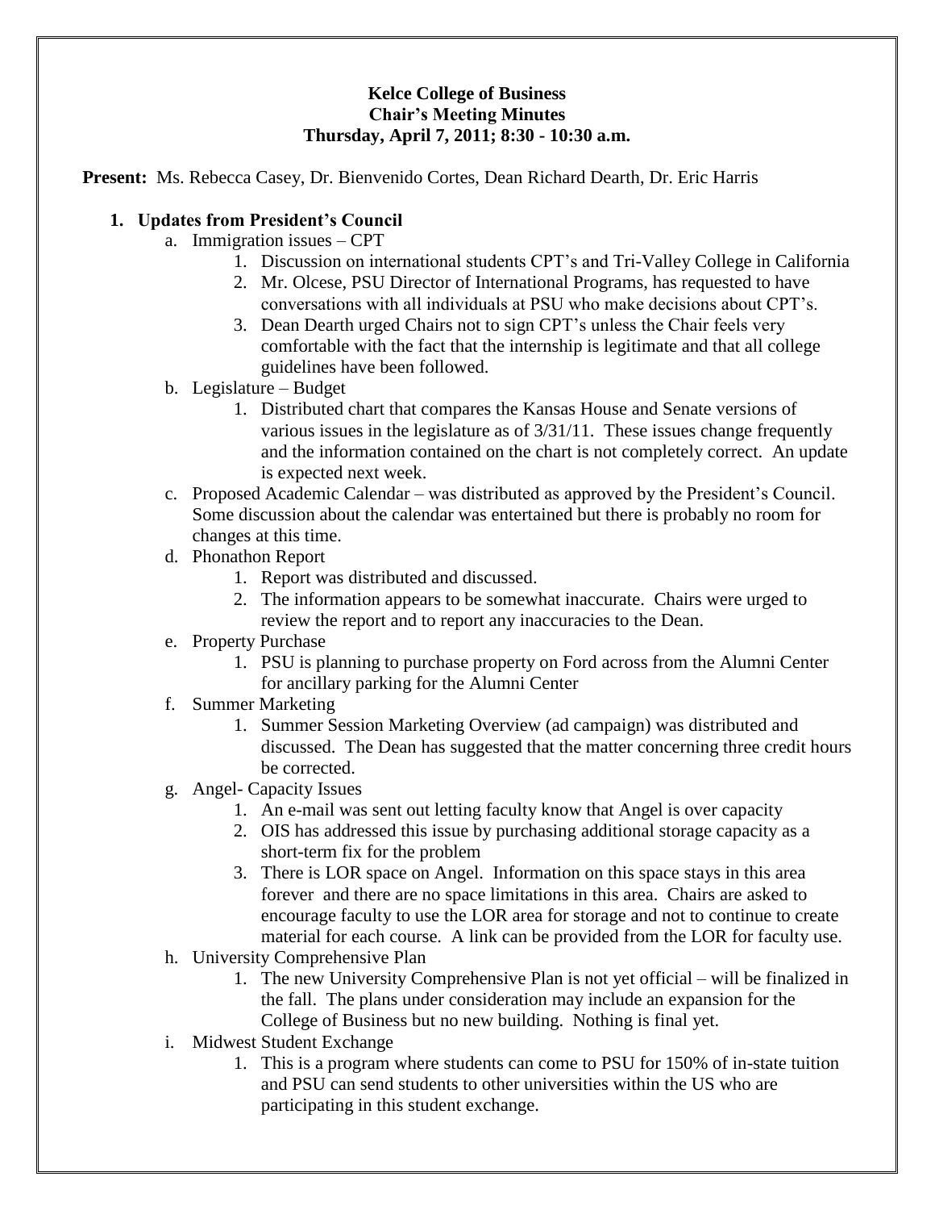**Kelce College of Business**
**Chair's Meeting Minutes**
**Thursday, April 7, 2011; 8:30 - 10:30 a.m.**

**Present:** Ms. Rebecca Casey, Dr. Bienvenido Cortes, Dean Richard Dearth, Dr. Eric Harris

1. **Updates from President's Council**
   a. Immigration issues – CPT
      1. Discussion on international students CPT's and Tri-Valley College in California
      2. Mr. Olcese, PSU Director of International Programs, has requested to have conversations with all individuals at PSU who make decisions about CPT's.
      3. Dean Dearth urged Chairs not to sign CPT's unless the Chair feels very comfortable with the fact that the internship is legitimate and that all college guidelines have been followed.

   b. Legislature – Budget
      1. Distributed chart that compares the Kansas House and Senate versions of various issues in the legislature as of 3/31/11. These issues change frequently and the information contained on the chart is not completely correct. An update is expected next week.

   c. Proposed Academic Calendar – was distributed as approved by the President's Council. Some discussion about the calendar was entertained but there is probably no room for changes at this time.

   d. Phonathon Report
      1. Report was distributed and discussed.
      2. The information appears to be somewhat inaccurate. Chairs were urged to review the report and to report any inaccuracies to the Dean.

   e. Property Purchase
      1. PSU is planning to purchase property on Ford across from the Alumni Center for ancillary parking for the Alumni Center

   f. Summer Marketing
      1. Summer Session Marketing Overview (ad campaign) was distributed and discussed. The Dean has suggested that the matter concerning three credit hours be corrected.

   g. Angel- Capacity Issues
      1. An e-mail was sent out letting faculty know that Angel is over capacity
      2. OIS has addressed this issue by purchasing additional storage capacity as a short-term fix for the problem
      3. There is LOR space on Angel. Information on this space stays in this area forever and there are no space limitations in this area. Chairs are asked to encourage faculty to use the LOR area for storage and not to continue to create material for each course. A link can be provided from the LOR for faculty use.

   h. University Comprehensive Plan
      1. The new University Comprehensive Plan is not yet official – will be finalized in the fall. The plans under consideration may include an expansion for the College of Business but no new building. Nothing is final yet.

   i. Midwest Student Exchange
      1. This is a program where students can come to PSU for 150% of in-state tuition and PSU can send students to other universities within the US who are participating in this student exchange.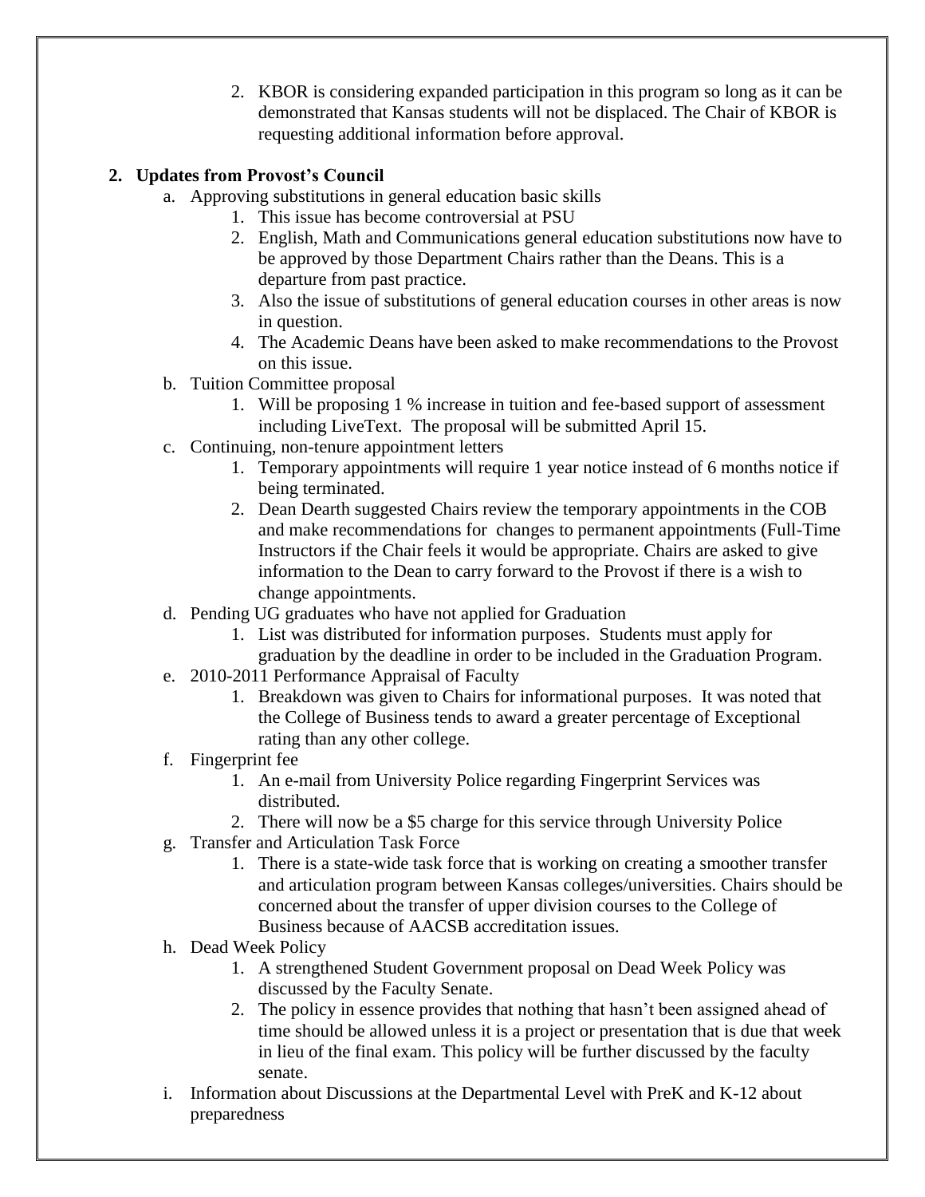2. KBOR is considering expanded participation in this program so long as it can be demonstrated that Kansas students will not be displaced. The Chair of KBOR is requesting additional information before approval.

**2. Updates from Provost's Council**

a. Approving substitutions in general education basic skills
   1. This issue has become controversial at PSU
   2. English, Math and Communications general education substitutions now have to be approved by those Department Chairs rather than the Deans. This is a departure from past practice.
   3. Also the issue of substitutions of general education courses in other areas is now in question.
   4. The Academic Deans have been asked to make recommendations to the Provost on this issue.

b. Tuition Committee proposal
   1. Will be proposing 1 % increase in tuition and fee-based support of assessment including LiveText. The proposal will be submitted April 15.

c. Continuing, non-tenure appointment letters
   1. Temporary appointments will require 1 year notice instead of 6 months notice if being terminated.
   2. Dean Dearth suggested Chairs review the temporary appointments in the COB and make recommendations for changes to permanent appointments (Full-Time Instructors if the Chair feels it would be appropriate. Chairs are asked to give information to the Dean to carry forward to the Provost if there is a wish to change appointments.

d. Pending UG graduates who have not applied for Graduation
   1. List was distributed for information purposes. Students must apply for graduation by the deadline in order to be included in the Graduation Program.

e. 2010-2011 Performance Appraisal of Faculty
   1. Breakdown was given to Chairs for informational purposes. It was noted that the College of Business tends to award a greater percentage of Exceptional rating than any other college.

f. Fingerprint fee
   1. An e-mail from University Police regarding Fingerprint Services was distributed.
   2. There will now be a $5 charge for this service through University Police

g. Transfer and Articulation Task Force
   1. There is a state-wide task force that is working on creating a smoother transfer and articulation program between Kansas colleges/universities. Chairs should be concerned about the transfer of upper division courses to the College of Business because of AACSB accreditation issues.

h. Dead Week Policy
   1. A strengthened Student Government proposal on Dead Week Policy was discussed by the Faculty Senate.
   2. The policy in essence provides that nothing that hasn't been assigned ahead of time should be allowed unless it is a project or presentation that is due that week in lieu of the final exam. This policy will be further discussed by the faculty senate.

i. Information about Discussions at the Departmental Level with PreK and K-12 about preparedness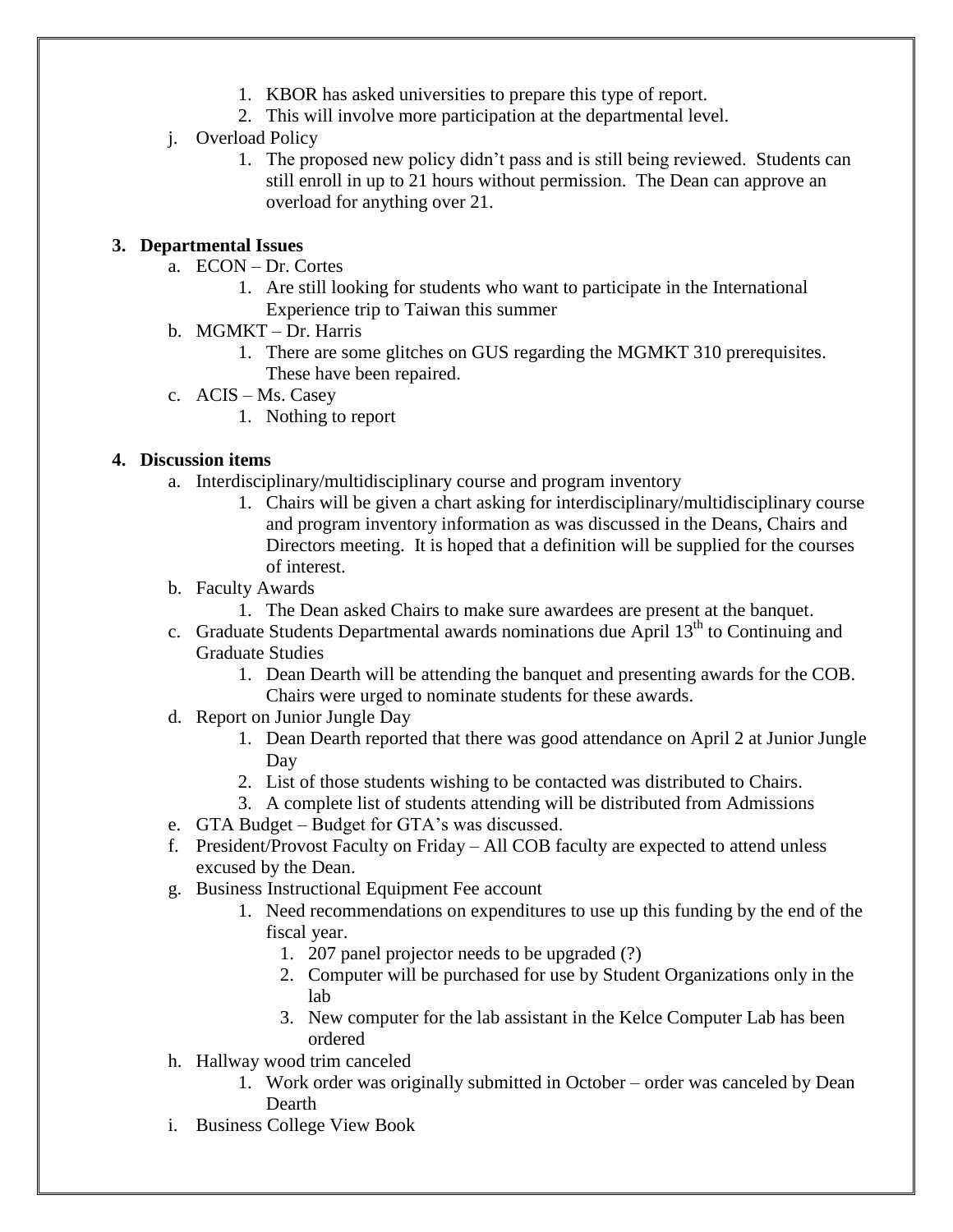1. KBOR has asked universities to prepare this type of report.
   2. This will involve more participation at the departmental level.

j. Overload Policy
   1. The proposed new policy didn't pass and is still being reviewed. Students can still enroll in up to 21 hours without permission. The Dean can approve an overload for anything over 21.

**3. Departmental Issues**

a. ECON – Dr. Cortes
   1. Are still looking for students who want to participate in the International Experience trip to Taiwan this summer

b. MGMKT – Dr. Harris
   1. There are some glitches on GUS regarding the MGMKT 310 prerequisites. These have been repaired.

c. ACIS – Ms. Casey
   1. Nothing to report

**4. Discussion items**

a. Interdisciplinary/multidisciplinary course and program inventory
   1. Chairs will be given a chart asking for interdisciplinary/multidisciplinary course and program inventory information as was discussed in the Deans, Chairs and Directors meeting. It is hoped that a definition will be supplied for the courses of interest.

b. Faculty Awards
   1. The Dean asked Chairs to make sure awardees are present at the banquet.

c. Graduate Students Departmental awards nominations due April 13th to Continuing and Graduate Studies
   1. Dean Dearth will be attending the banquet and presenting awards for the COB. Chairs were urged to nominate students for these awards.

d. Report on Junior Jungle Day
   1. Dean Dearth reported that there was good attendance on April 2 at Junior Jungle Day
   2. List of those students wishing to be contacted was distributed to Chairs.
   3. A complete list of students attending will be distributed from Admissions

e. GTA Budget – Budget for GTA's was discussed.

f. President/Provost Faculty on Friday – All COB faculty are expected to attend unless excused by the Dean.

g. Business Instructional Equipment Fee account
   1. Need recommendations on expenditures to use up this funding by the end of the fiscal year.
      1. 207 panel projector needs to be upgraded (?)
      2. Computer will be purchased for use by Student Organizations only in the lab
      3. New computer for the lab assistant in the Kelce Computer Lab has been ordered

h. Hallway wood trim canceled
   1. Work order was originally submitted in October – order was canceled by Dean Dearth

i. Business College View Book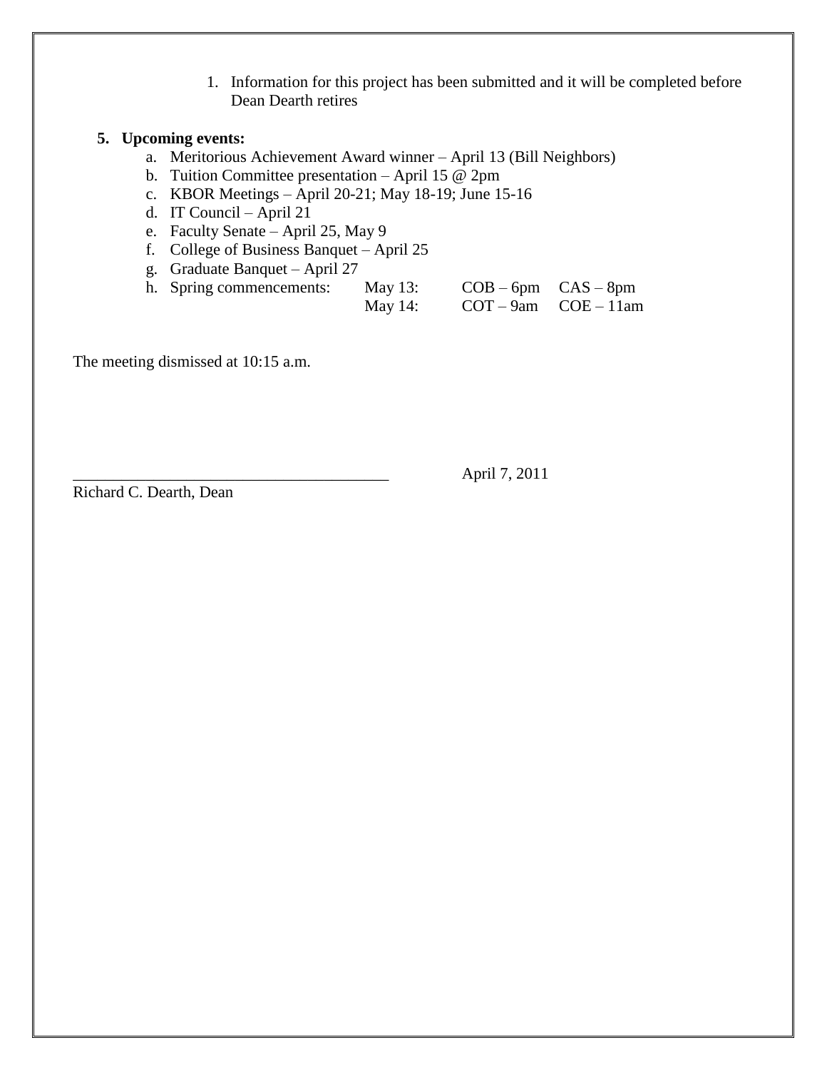1. Information for this project has been submitted and it will be completed before Dean Dearth retires

**5. Upcoming events:**

a. Meritorious Achievement Award winner – April 13 (Bill Neighbors)
b. Tuition Committee presentation – April 15 @ 2pm
c. KBOR Meetings – April 20-21; May 18-19; June 15-16
d. IT Council – April 21
e. Faculty Senate – April 25, May 9
f. College of Business Banquet – April 25
g. Graduate Banquet – April 27
h. Spring commencements:

| | | | |
|---|---|---|---|
| May 13: | COB – 6pm | CAS – 8pm |
| May 14: | COT – 9am | COE – 11am |

The meeting dismissed at 10:15 a.m.

________________________________________ April 7, 2011
Richard C. Dearth, Dean